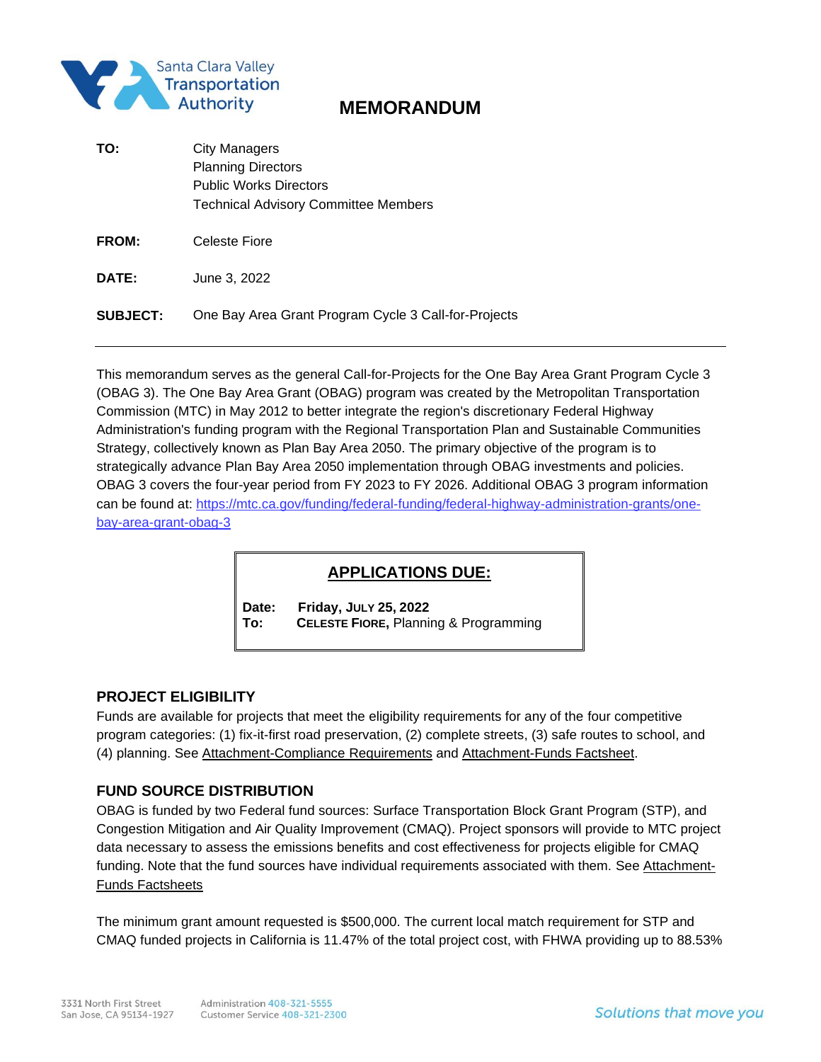Santa Clara Valley Transportation Authority

# MEMORANDUM

**TO:** City Managers
Planning Directors
Public Works Directors
Technical Advisory Committee Members

**FROM:** Celeste Fiore

**DATE:** June 3, 2022

**SUBJECT:** One Bay Area Grant Program Cycle 3 Call-for-Projects

---

This memorandum serves as the general Call-for-Projects for the One Bay Area Grant Program Cycle 3 (OBAG 3). The One Bay Area Grant (OBAG) program was created by the Metropolitan Transportation Commission (MTC) in May 2012 to better integrate the region's discretionary Federal Highway Administration's funding program with the Regional Transportation Plan and Sustainable Communities Strategy, collectively known as Plan Bay Area 2050. The primary objective of the program is to strategically advance Plan Bay Area 2050 implementation through OBAG investments and policies. OBAG 3 covers the four-year period from FY 2023 to FY 2026. Additional OBAG 3 program information can be found at: https://mtc.ca.gov/funding/federal-funding/federal-highway-administration-grants/one-bay-area-grant-obag-3

## APPLICATIONS DUE:

**Date:** **Friday, July 25, 2022**
**To:** **Celeste Fiore,** Planning & Programming

### PROJECT ELIGIBILITY

Funds are available for projects that meet the eligibility requirements for any of the four competitive program categories: (1) fix-it-first road preservation, (2) complete streets, (3) safe routes to school, and (4) planning. See Attachment-Compliance Requirements and Attachment-Funds Factsheet.

### FUND SOURCE DISTRIBUTION

OBAG is funded by two Federal fund sources: Surface Transportation Block Grant Program (STP), and Congestion Mitigation and Air Quality Improvement (CMAQ). Project sponsors will provide to MTC project data necessary to assess the emissions benefits and cost effectiveness for projects eligible for CMAQ funding. Note that the fund sources have individual requirements associated with them. See Attachment-Funds Factsheets

The minimum grant amount requested is $500,000. The current local match requirement for STP and CMAQ funded projects in California is 11.47% of the total project cost, with FHWA providing up to 88.53%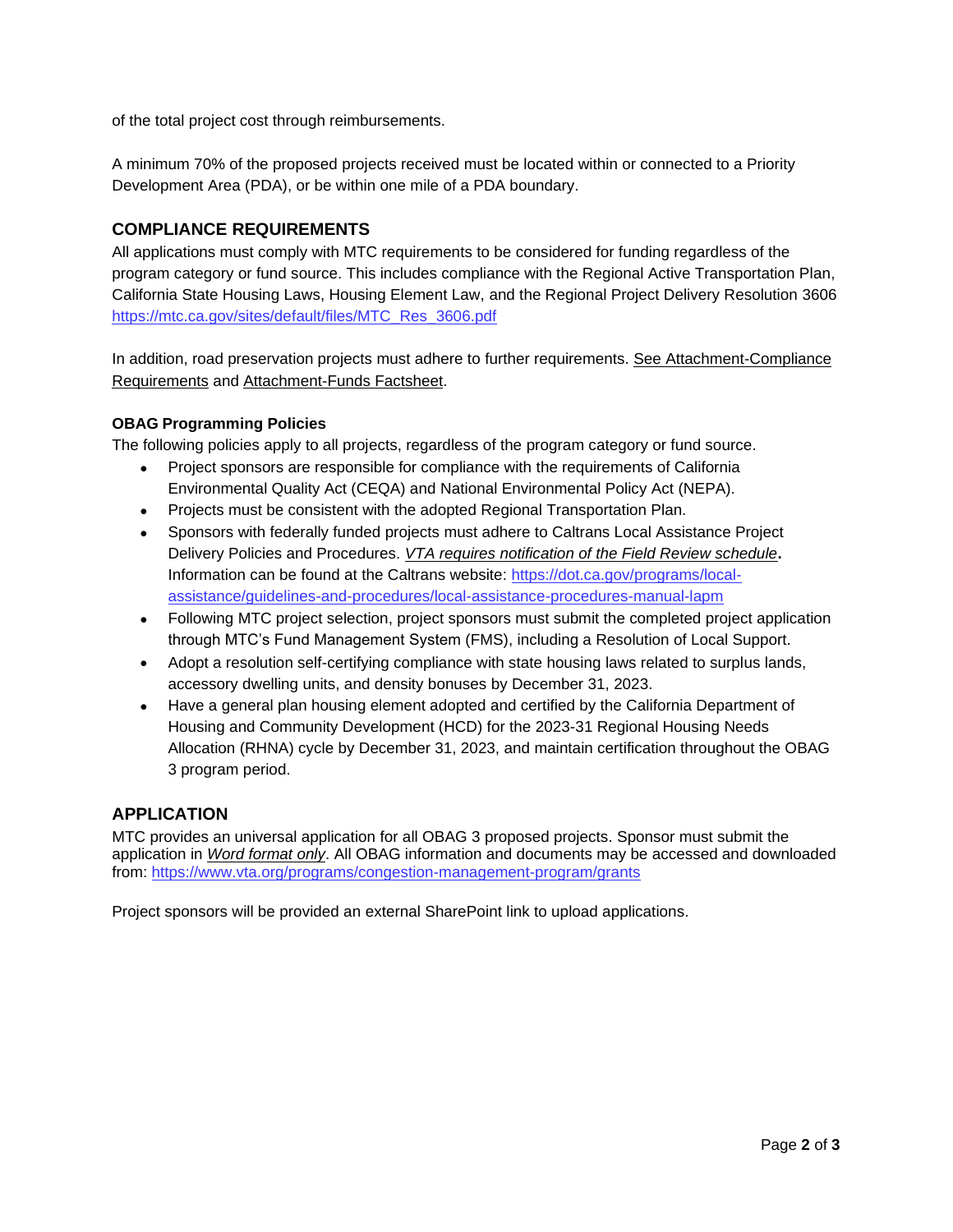of the total project cost through reimbursements.

A minimum 70% of the proposed projects received must be located within or connected to a Priority Development Area (PDA), or be within one mile of a PDA boundary.

## COMPLIANCE REQUIREMENTS

All applications must comply with MTC requirements to be considered for funding regardless of the program category or fund source. This includes compliance with the Regional Active Transportation Plan, California State Housing Laws, Housing Element Law, and the Regional Project Delivery Resolution 3606 https://mtc.ca.gov/sites/default/files/MTC_Res_3606.pdf

In addition, road preservation projects must adhere to further requirements. See Attachment-Compliance Requirements and Attachment-Funds Factsheet.

### OBAG Programming Policies

The following policies apply to all projects, regardless of the program category or fund source.

- Project sponsors are responsible for compliance with the requirements of California Environmental Quality Act (CEQA) and National Environmental Policy Act (NEPA).
- Projects must be consistent with the adopted Regional Transportation Plan.
- Sponsors with federally funded projects must adhere to Caltrans Local Assistance Project Delivery Policies and Procedures. *VTA requires notification of the Field Review schedule***.** Information can be found at the Caltrans website: https://dot.ca.gov/programs/local-assistance/guidelines-and-procedures/local-assistance-procedures-manual-lapm
- Following MTC project selection, project sponsors must submit the completed project application through MTC's Fund Management System (FMS), including a Resolution of Local Support.
- Adopt a resolution self-certifying compliance with state housing laws related to surplus lands, accessory dwelling units, and density bonuses by December 31, 2023.
- Have a general plan housing element adopted and certified by the California Department of Housing and Community Development (HCD) for the 2023-31 Regional Housing Needs Allocation (RHNA) cycle by December 31, 2023, and maintain certification throughout the OBAG 3 program period.

## APPLICATION

MTC provides an universal application for all OBAG 3 proposed projects. Sponsor must submit the application in ***Word format only***. All OBAG information and documents may be accessed and downloaded from: https://www.vta.org/programs/congestion-management-program/grants

Project sponsors will be provided an external SharePoint link to upload applications.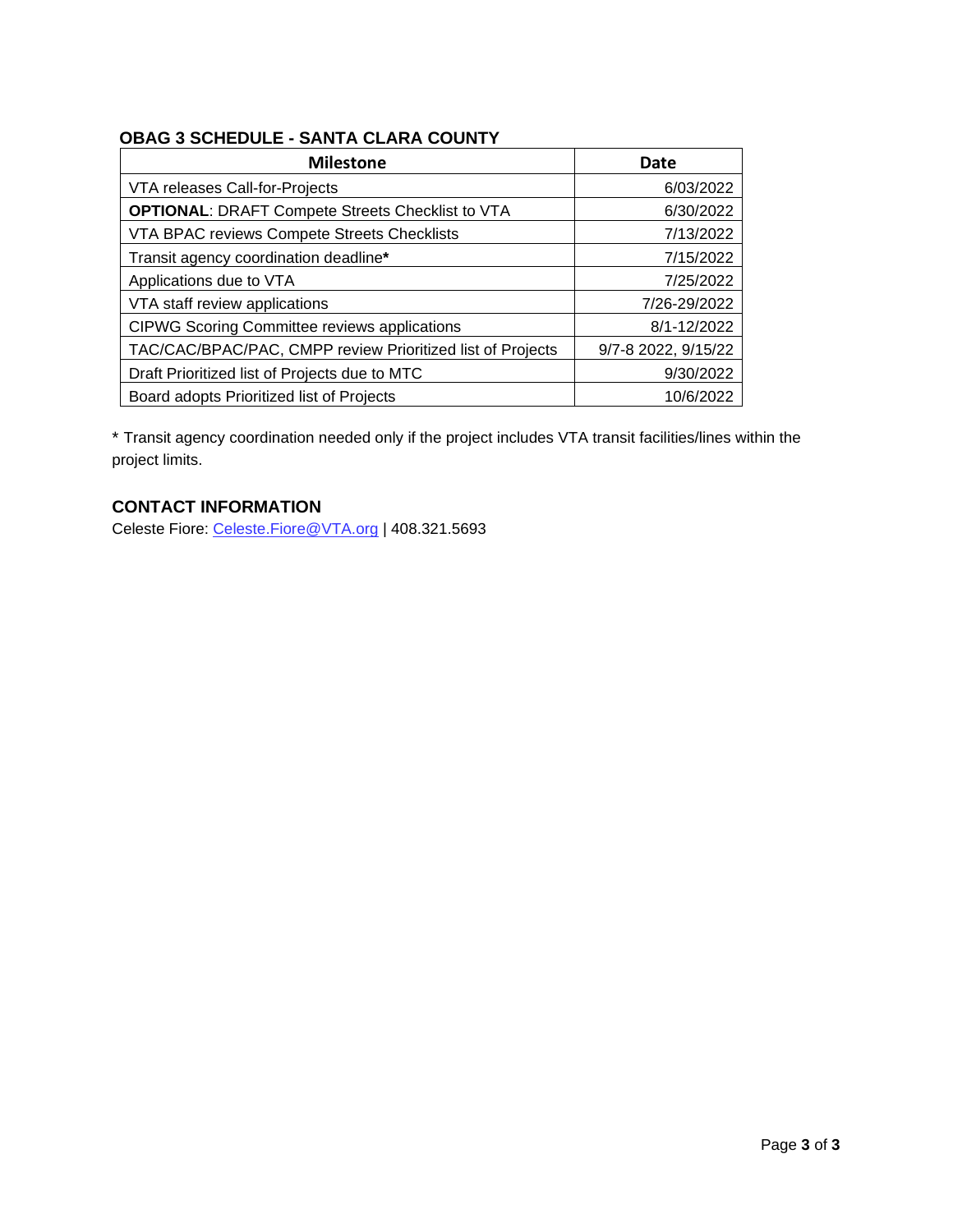## OBAG 3 SCHEDULE - SANTA CLARA COUNTY

| Milestone | Date |
|---|---|
| VTA releases Call-for-Projects | 6/03/2022 |
| **OPTIONAL**: DRAFT Compete Streets Checklist to VTA | 6/30/2022 |
| VTA BPAC reviews Compete Streets Checklists | 7/13/2022 |
| Transit agency coordination deadline* | 7/15/2022 |
| Applications due to VTA | 7/25/2022 |
| VTA staff review applications | 7/26-29/2022 |
| CIPWG Scoring Committee reviews applications | 8/1-12/2022 |
| TAC/CAC/BPAC/PAC, CMPP review Prioritized list of Projects | 9/7-8 2022, 9/15/22 |
| Draft Prioritized list of Projects due to MTC | 9/30/2022 |
| Board adopts Prioritized list of Projects | 10/6/2022 |

* Transit agency coordination needed only if the project includes VTA transit facilities/lines within the project limits.

## CONTACT INFORMATION

Celeste Fiore: Celeste.Fiore@VTA.org | 408.321.5693